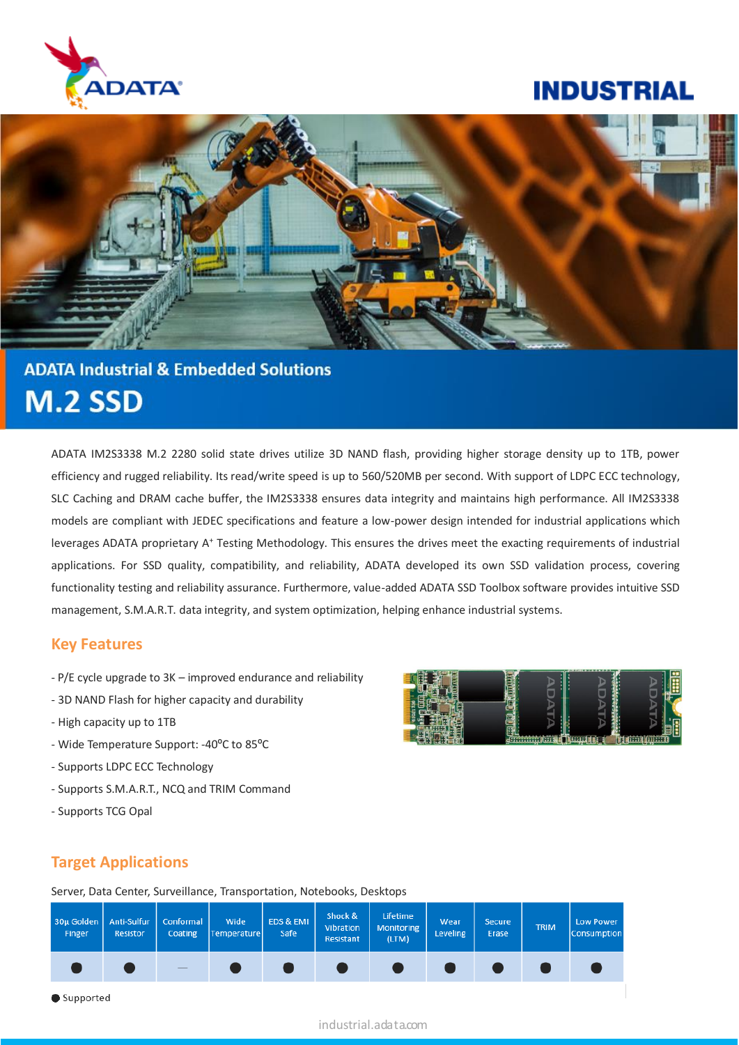ADATA

# INDUSTRIAL

## ADATA Industrial & Embedded Solutions

# M.2 SSD

ADATA IM2S3338 M.2 2280 solid state drives utilize 3D NAND flash, providing higher storage density up to 1TB, power efficiency and rugged reliability. Its read/write speed is up to 560/520MB per second. With support of LDPC ECC technology, SLC Caching and DRAM cache buffer, the IM2S3338 ensures data integrity and maintains high performance. All IM2S3338 models are compliant with JEDEC specifications and feature a low-power design intended for industrial applications which leverages ADATA proprietary A+ Testing Methodology. This ensures the drives meet the exacting requirements of industrial applications. For SSD quality, compatibility, and reliability, ADATA developed its own SSD validation process, covering functionality testing and reliability assurance. Furthermore, value-added ADATA SSD Toolbox software provides intuitive SSD management, S.M.A.R.T. data integrity, and system optimization, helping enhance industrial systems.

## Key Features

- P/E cycle upgrade to 3K – improved endurance and reliability
- 3D NAND Flash for higher capacity and durability
- High capacity up to 1TB
- Wide Temperature Support: -40°C to 85°C
- Supports LDPC ECC Technology
- Supports S.M.A.R.T., NCQ and TRIM Command
- Supports TCG Opal

## Target Applications

Server, Data Center, Surveillance, Transportation, Notebooks, Desktops

| 30μ Golden Finger | Anti-Sulfur Resistor | Conformal Coating | Wide Temperature | EDS & EMI Safe | Shock & Vibration Resistant | Lifetime Monitoring (LTM) | Wear Leveling | Secure Erase | TRIM | Low Power Consumption |
|---|---|---|---|---|---|---|---|---|---|---|
| ● | ● | — | ● | ● | ● | ● | ● | ● | ● | ● |

● Supported

industrial.adata.com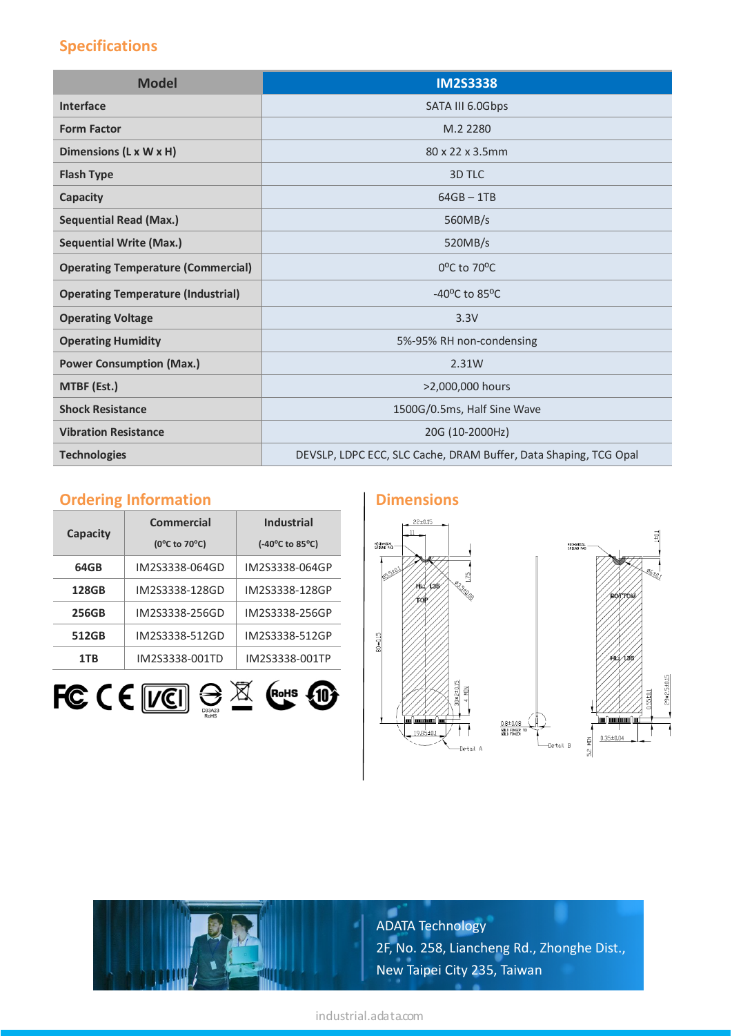## Specifications

| Model | IM2S3338 |
|---|---|
| Interface | SATA III 6.0Gbps |
| Form Factor | M.2 2280 |
| Dimensions (L x W x H) | 80 x 22 x 3.5mm |
| Flash Type | 3D TLC |
| Capacity | 64GB – 1TB |
| Sequential Read (Max.) | 560MB/s |
| Sequential Write (Max.) | 520MB/s |
| Operating Temperature (Commercial) | 0ºC to 70ºC |
| Operating Temperature (Industrial) | -40ºC to 85ºC |
| Operating Voltage | 3.3V |
| Operating Humidity | 5%-95% RH non-condensing |
| Power Consumption (Max.) | 2.31W |
| MTBF (Est.) | >2,000,000 hours |
| Shock Resistance | 1500G/0.5ms, Half Sine Wave |
| Vibration Resistance | 20G (10-2000Hz) |
| Technologies | DEVSLP, LDPC ECC, SLC Cache, DRAM Buffer, Data Shaping, TCG Opal |

## Ordering Information

| Capacity | Commercial (0ºC to 70ºC) | Industrial (-40ºC to 85ºC) |
|---|---|---|
| 64GB | IM2S3338-064GD | IM2S3338-064GP |
| 128GB | IM2S3338-128GD | IM2S3338-128GP |
| 256GB | IM2S3338-256GD | IM2S3338-256GP |
| 512GB | IM2S3338-512GD | IM2S3338-512GP |
| 1TB | IM2S3338-001TD | IM2S3338-001TP |

## Dimensions

22±0.15
11
80±0.15
TOP
BOTTOM
1.75
19.85±0.1
30±0.15
4 MIN
0.8±0.08
0.35±0.04
29±0.15
5.2 MIN
1±0.1
Detail A
Detail B

ADATA Technology
2F, No. 258, Liancheng Rd., Zhonghe Dist.,
New Taipei City 235, Taiwan

industrial.adata.com